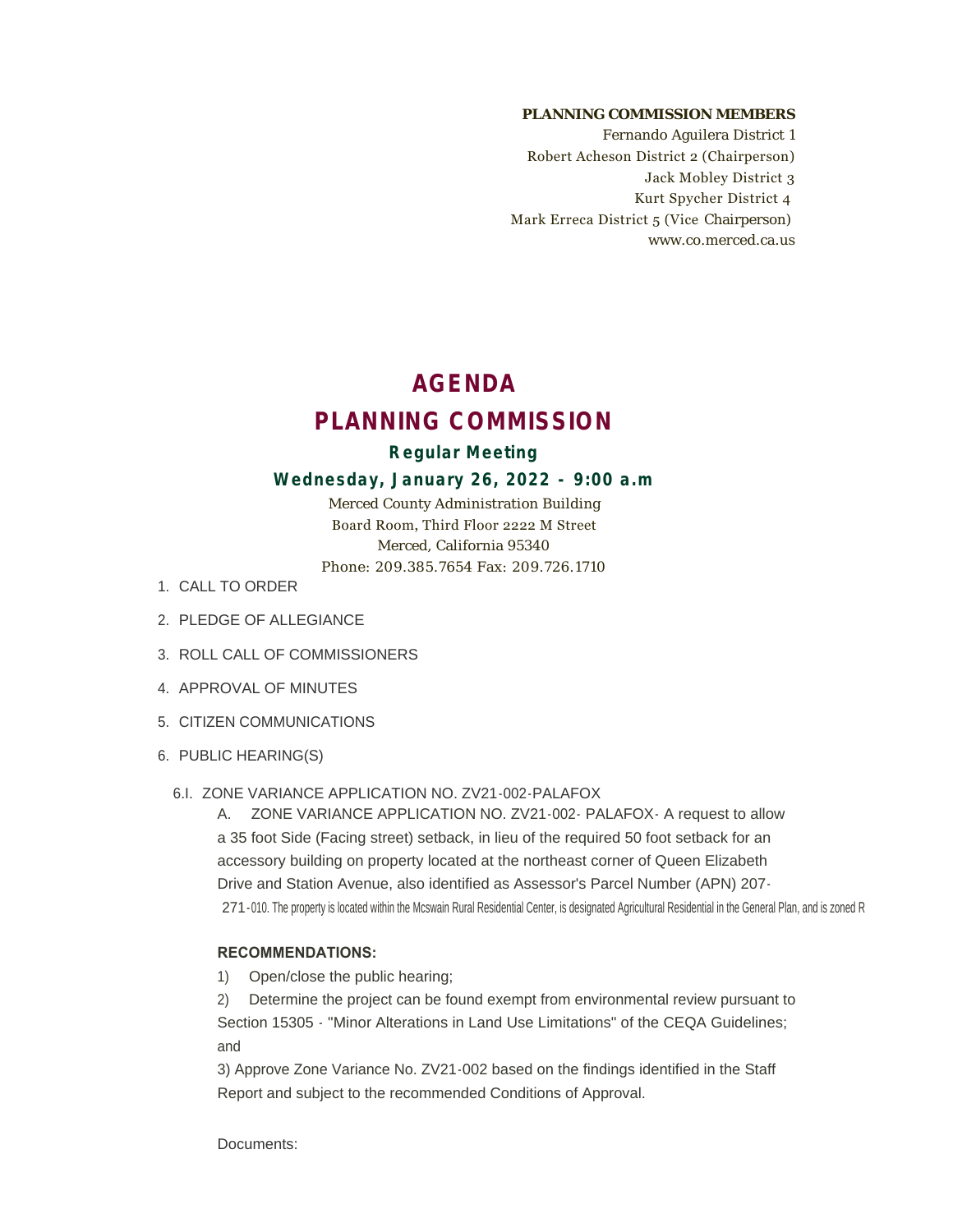**PLANNING COMMISSION MEMBERS**

Fernando Aguilera District 1
Robert Acheson District 2 (Chairperson)
Jack Mobley District 3
Kurt Spycher District 4
Mark Erreca District 5 (Vice Chairperson)
www.co.merced.ca.us

# AGENDA

# PLANNING COMMISSION

## Regular Meeting

## Wednesday, January 26, 2022 - 9:00 a.m

Merced County Administration Building
Board Room, Third Floor 2222 M Street
Merced, California 95340
Phone: 209.385.7654 Fax: 209.726.1710

1. CALL TO ORDER
2. PLEDGE OF ALLEGIANCE
3. ROLL CALL OF COMMISSIONERS
4. APPROVAL OF MINUTES
5. CITIZEN COMMUNICATIONS
6. PUBLIC HEARING(S)

6.I. ZONE VARIANCE APPLICATION NO. ZV21-002-PALAFOX

A. ZONE VARIANCE APPLICATION NO. ZV21-002- PALAFOX- A request to allow a 35 foot Side (Facing street) setback, in lieu of the required 50 foot setback for an accessory building on property located at the northeast corner of Queen Elizabeth Drive and Station Avenue, also identified as Assessor's Parcel Number (APN) 207-271-010. The property is located within the Mcswain Rural Residential Center, is designated Agricultural Residential in the General Plan, and is zoned R

**RECOMMENDATIONS:**

1) Open/close the public hearing;

2) Determine the project can be found exempt from environmental review pursuant to Section 15305 - "Minor Alterations in Land Use Limitations" of the CEQA Guidelines; and

3) Approve Zone Variance No. ZV21-002 based on the findings identified in the Staff Report and subject to the recommended Conditions of Approval.

Documents: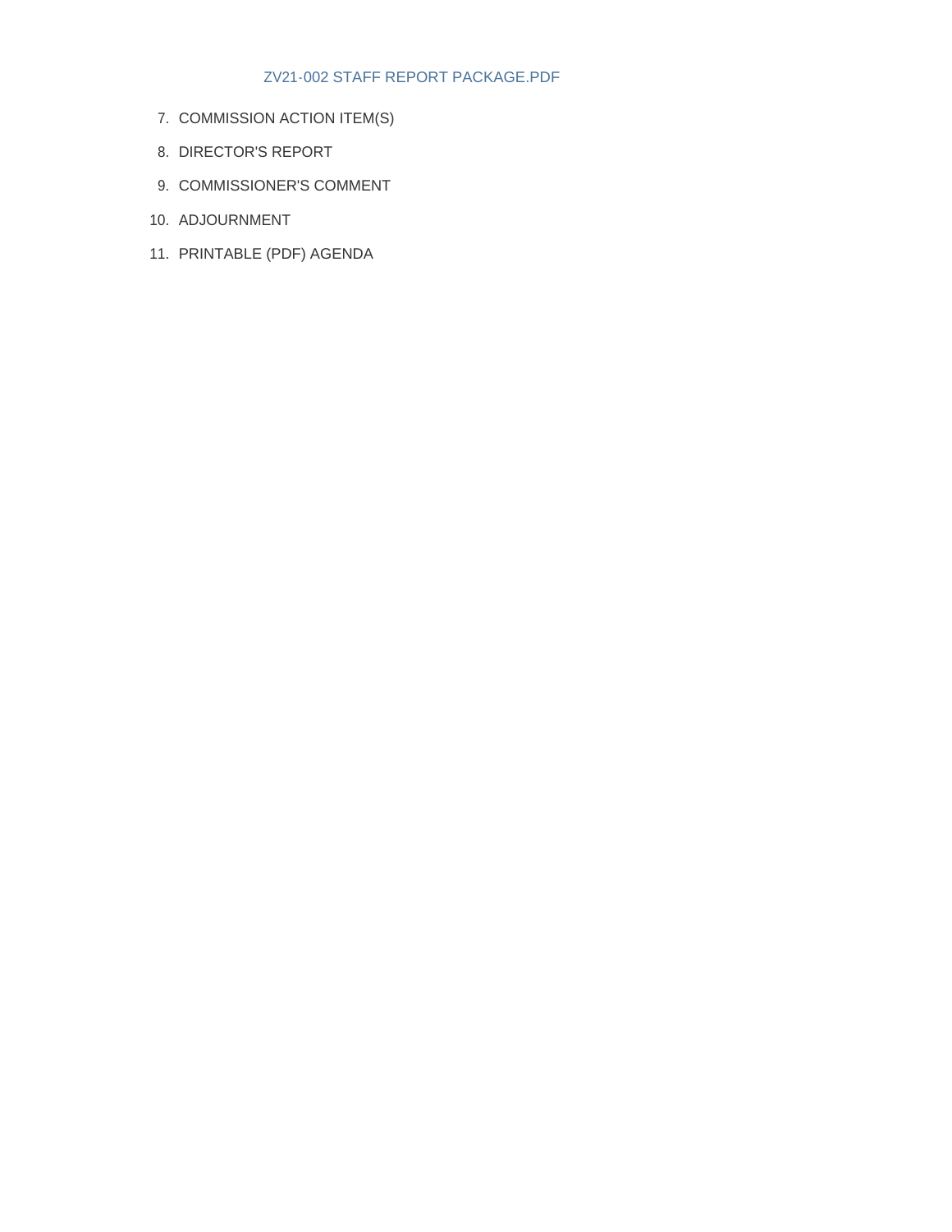ZV21-002 STAFF REPORT PACKAGE.PDF

7. COMMISSION ACTION ITEM(S)
8. DIRECTOR'S REPORT
9. COMMISSIONER'S COMMENT
10. ADJOURNMENT
11. PRINTABLE (PDF) AGENDA